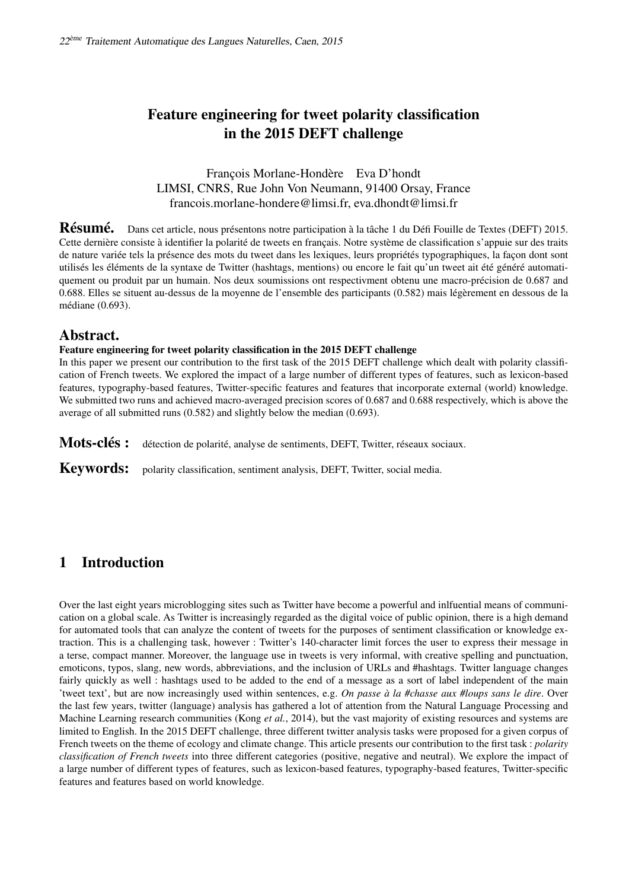# Feature engineering for tweet polarity classification in the 2015 DEFT challenge

François Morlane-Hondère Eva D'hondt
LIMSI, CNRS, Rue John Von Neumann, 91400 Orsay, France
francois.morlane-hondere@limsi.fr, eva.dhondt@limsi.fr

**Résumé.** Dans cet article, nous présentons notre participation à la tâche 1 du Défi Fouille de Textes (DEFT) 2015. Cette dernière consiste à identifier la polarité de tweets en français. Notre système de classification s'appuie sur des traits de nature variée tels la présence des mots du tweet dans les lexiques, leurs propriétés typographiques, la façon dont sont utilisés les éléments de la syntaxe de Twitter (hashtags, mentions) ou encore le fait qu'un tweet ait été généré automatiquement ou produit par un humain. Nos deux soumissions ont respectivment obtenu une macro-précision de 0.687 and 0.688. Elles se situent au-dessus de la moyenne de l'ensemble des participants (0.582) mais légèrement en dessous de la médiane (0.693).

## Abstract.

**Feature engineering for tweet polarity classification in the 2015 DEFT challenge**

In this paper we present our contribution to the first task of the 2015 DEFT challenge which dealt with polarity classification of French tweets. We explored the impact of a large number of different types of features, such as lexicon-based features, typography-based features, Twitter-specific features and features that incorporate external (world) knowledge. We submitted two runs and achieved macro-averaged precision scores of 0.687 and 0.688 respectively, which is above the average of all submitted runs (0.582) and slightly below the median (0.693).

**Mots-clés :** détection de polarité, analyse de sentiments, DEFT, Twitter, réseaux sociaux.

**Keywords:** polarity classification, sentiment analysis, DEFT, Twitter, social media.

## 1 Introduction

Over the last eight years microblogging sites such as Twitter have become a powerful and inlfuential means of communication on a global scale. As Twitter is increasingly regarded as the digital voice of public opinion, there is a high demand for automated tools that can analyze the content of tweets for the purposes of sentiment classification or knowledge extraction. This is a challenging task, however : Twitter's 140-character limit forces the user to express their message in a terse, compact manner. Moreover, the language use in tweets is very informal, with creative spelling and punctuation, emoticons, typos, slang, new words, abbreviations, and the inclusion of URLs and #hashtags. Twitter language changes fairly quickly as well : hashtags used to be added to the end of a message as a sort of label independent of the main 'tweet text', but are now increasingly used within sentences, e.g. *On passe à la #chasse aux #loups sans le dire*. Over the last few years, twitter (language) analysis has gathered a lot of attention from the Natural Language Processing and Machine Learning research communities (Kong *et al.*, 2014), but the vast majority of existing resources and systems are limited to English. In the 2015 DEFT challenge, three different twitter analysis tasks were proposed for a given corpus of French tweets on the theme of ecology and climate change. This article presents our contribution to the first task : *polarity classification of French tweets* into three different categories (positive, negative and neutral). We explore the impact of a large number of different types of features, such as lexicon-based features, typography-based features, Twitter-specific features and features based on world knowledge.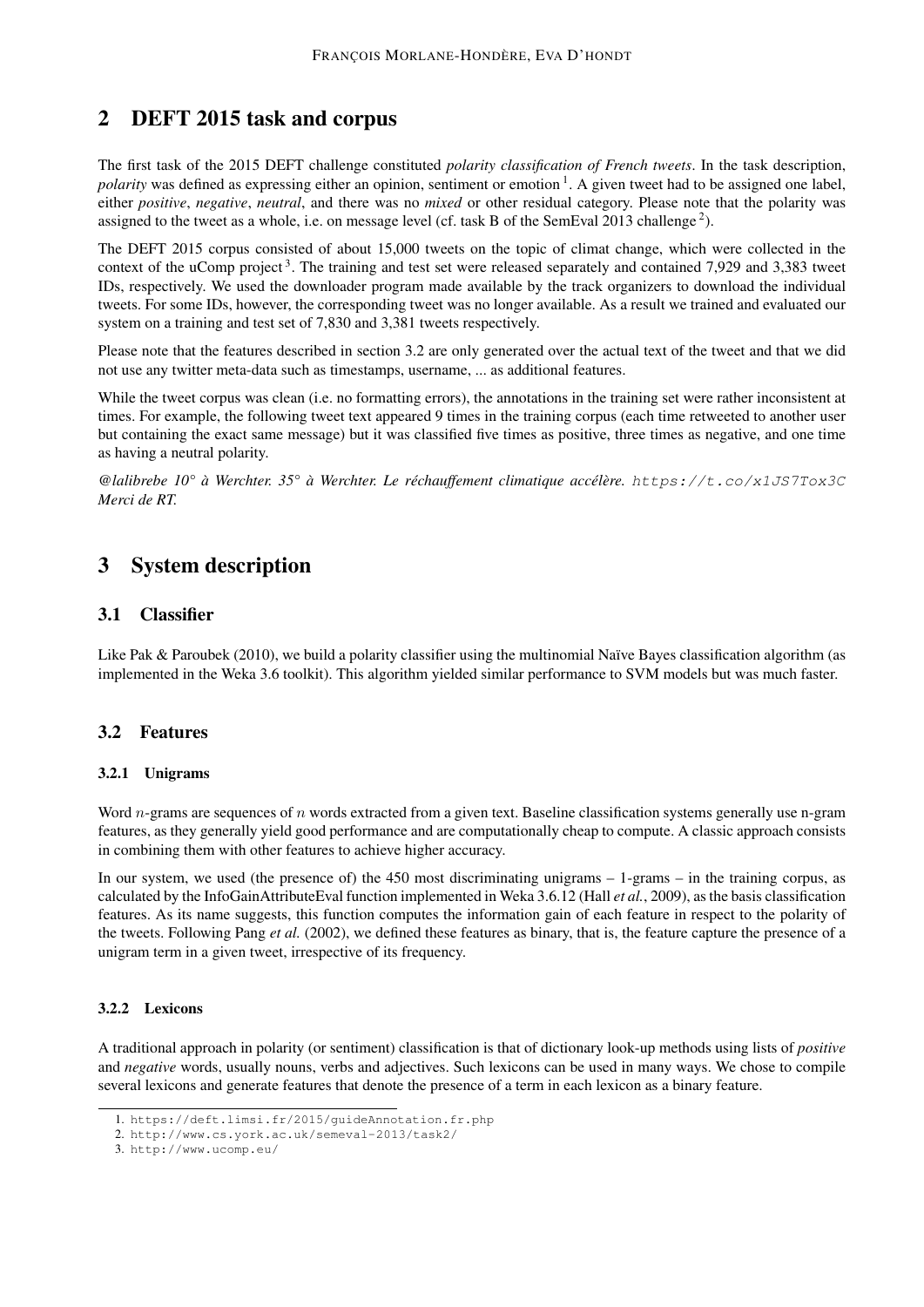## 2 DEFT 2015 task and corpus

The first task of the 2015 DEFT challenge constituted *polarity classification of French tweets*. In the task description, *polarity* was defined as expressing either an opinion, sentiment or emotion [1]. A given tweet had to be assigned one label, either *positive*, *negative*, *neutral*, and there was no *mixed* or other residual category. Please note that the polarity was assigned to the tweet as a whole, i.e. on message level (cf. task B of the SemEval 2013 challenge [2]).

The DEFT 2015 corpus consisted of about 15,000 tweets on the topic of climat change, which were collected in the context of the uComp project [3]. The training and test set were released separately and contained 7,929 and 3,383 tweet IDs, respectively. We used the downloader program made available by the track organizers to download the individual tweets. For some IDs, however, the corresponding tweet was no longer available. As a result we trained and evaluated our system on a training and test set of 7,830 and 3,381 tweets respectively.

Please note that the features described in section 3.2 are only generated over the actual text of the tweet and that we did not use any twitter meta-data such as timestamps, username, ... as additional features.

While the tweet corpus was clean (i.e. no formatting errors), the annotations in the training set were rather inconsistent at times. For example, the following tweet text appeared 9 times in the training corpus (each time retweeted to another user but containing the exact same message) but it was classified five times as positive, three times as negative, and one time as having a neutral polarity.

*@lalibrebe 10° à Werchter. 35° à Werchter. Le réchauffement climatique accélère.* `https://t.co/x1JS7Tox3C` *Merci de RT.*

## 3 System description

### 3.1 Classifier

Like Pak & Paroubek (2010), we build a polarity classifier using the multinomial Naïve Bayes classification algorithm (as implemented in the Weka 3.6 toolkit). This algorithm yielded similar performance to SVM models but was much faster.

### 3.2 Features

#### 3.2.1 Unigrams

Word $n$-grams are sequences of $n$ words extracted from a given text. Baseline classification systems generally use n-gram features, as they generally yield good performance and are computationally cheap to compute. A classic approach consists in combining them with other features to achieve higher accuracy.

In our system, we used (the presence of) the 450 most discriminating unigrams – 1-grams – in the training corpus, as calculated by the InfoGainAttributeEval function implemented in Weka 3.6.12 (Hall *et al.*, 2009), as the basis classification features. As its name suggests, this function computes the information gain of each feature in respect to the polarity of the tweets. Following Pang *et al.* (2002), we defined these features as binary, that is, the feature capture the presence of a unigram term in a given tweet, irrespective of its frequency.

#### 3.2.2 Lexicons

A traditional approach in polarity (or sentiment) classification is that of dictionary look-up methods using lists of *positive* and *negative* words, usually nouns, verbs and adjectives. Such lexicons can be used in many ways. We chose to compile several lexicons and generate features that denote the presence of a term in each lexicon as a binary feature.

---

1. https://deft.limsi.fr/2015/guideAnnotation.fr.php
2. http://www.cs.york.ac.uk/semeval-2013/task2/
3. http://www.ucomp.eu/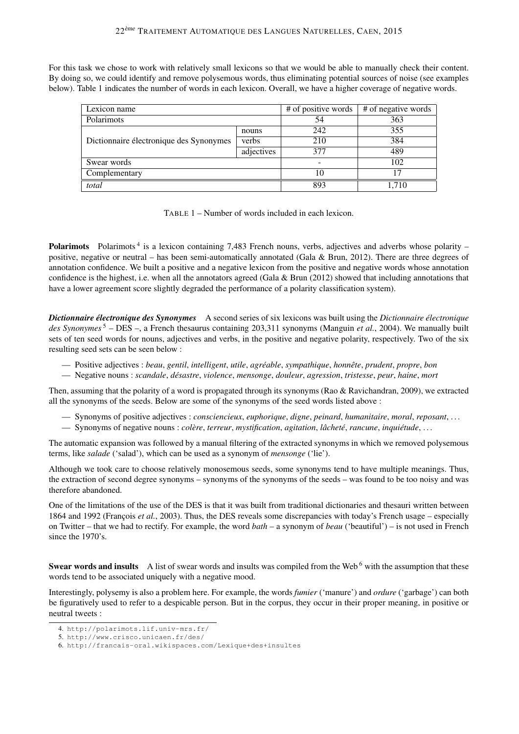For this task we chose to work with relatively small lexicons so that we would be able to manually check their content. By doing so, we could identify and remove polysemous words, thus eliminating potential sources of noise (see examples below). Table 1 indicates the number of words in each lexicon. Overall, we have a higher coverage of negative words.

| Lexicon name | | # of positive words | # of negative words |
|---|---|---|---|
| Polarimots | | 54 | 363 |
| Dictionnaire électronique des Synonymes | nouns | 242 | 355 |
| | verbs | 210 | 384 |
| | adjectives | 377 | 489 |
| Swear words | | - | 102 |
| Complementary | | 10 | 17 |
| *total* | | 893 | 1,710 |

TABLE 1 – Number of words included in each lexicon.

**Polarimots** Polarimots [4] is a lexicon containing 7,483 French nouns, verbs, adjectives and adverbs whose polarity – positive, negative or neutral – has been semi-automatically annotated (Gala & Brun, 2012). There are three degrees of annotation confidence. We built a positive and a negative lexicon from the positive and negative words whose annotation confidence is the highest, i.e. when all the annotators agreed (Gala & Brun (2012) showed that including annotations that have a lower agreement score slightly degraded the performance of a polarity classification system).

***Dictionnaire électronique des Synonymes*** A second series of six lexicons was built using the *Dictionnaire électronique des Synonymes* [5] – DES –, a French thesaurus containing 203,311 synonyms (Manguin *et al.*, 2004). We manually built sets of ten seed words for nouns, adjectives and verbs, in the positive and negative polarity, respectively. Two of the six resulting seed sets can be seen below :

- Positive adjectives : *beau*, *gentil*, *intelligent*, *utile*, *agréable*, *sympathique*, *honnête*, *prudent*, *propre*, *bon*
- Negative nouns : *scandale*, *désastre*, *violence*, *mensonge*, *douleur*, *agression*, *tristesse*, *peur*, *haine*, *mort*

Then, assuming that the polarity of a word is propagated through its synonyms (Rao & Ravichandran, 2009), we extracted all the synonyms of the seeds. Below are some of the synonyms of the seed words listed above :

- Synonyms of positive adjectives : *consciencieux*, *euphorique*, *digne*, *peinard*, *humanitaire*, *moral*, *reposant*, ...
- Synonyms of negative nouns : *colère*, *terreur*, *mystification*, *agitation*, *lâcheté*, *rancune*, *inquiétude*, ...

The automatic expansion was followed by a manual filtering of the extracted synonyms in which we removed polysemous terms, like *salade* ('salad'), which can be used as a synonym of *mensonge* ('lie').

Although we took care to choose relatively monosemous seeds, some synonyms tend to have multiple meanings. Thus, the extraction of second degree synonyms – synonyms of the synonyms of the seeds – was found to be too noisy and was therefore abandoned.

One of the limitations of the use of the DES is that it was built from traditional dictionaries and thesauri written between 1864 and 1992 (François *et al.*, 2003). Thus, the DES reveals some discrepancies with today's French usage – especially on Twitter – that we had to rectify. For example, the word *bath* – a synonym of *beau* ('beautiful') – is not used in French since the 1970's.

**Swear words and insults** A list of swear words and insults was compiled from the Web [6] with the assumption that these words tend to be associated uniquely with a negative mood.

Interestingly, polysemy is also a problem here. For example, the words *fumier* ('manure') and *ordure* ('garbage') can both be figuratively used to refer to a despicable person. But in the corpus, they occur in their proper meaning, in positive or neutral tweets :

4. http://polarimots.lif.univ-mrs.fr/
5. http://www.crisco.unicaen.fr/des/
6. http://francais-oral.wikispaces.com/Lexique+des+insultes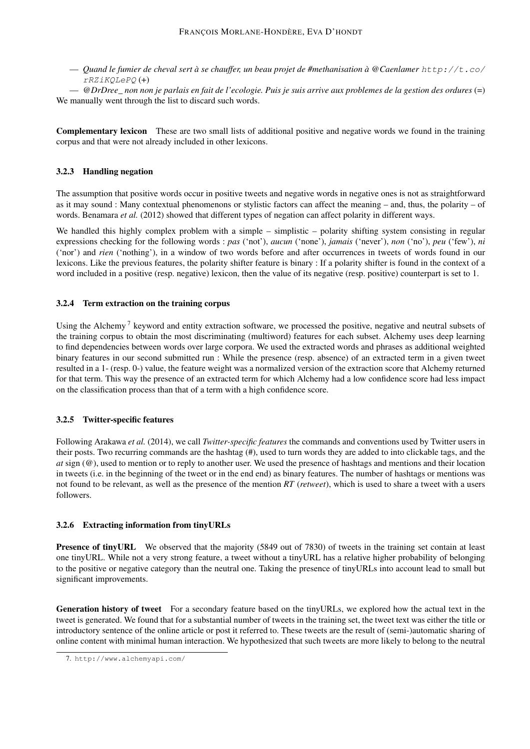— *Quand le fumier de cheval sert à se chauffer, un beau projet de #methanisation à @Caenlamer* `http://t.co/rRZiKQLePQ` (+)

— *@DrDree_ non non je parlais en fait de l'ecologie. Puis je suis arrive aux problemes de la gestion des ordures* (=)

We manually went through the list to discard such words.

**Complementary lexicon** These are two small lists of additional positive and negative words we found in the training corpus and that were not already included in other lexicons.

### 3.2.3 Handling negation

The assumption that positive words occur in positive tweets and negative words in negative ones is not as straightforward as it may sound : Many contextual phenomenons or stylistic factors can affect the meaning – and, thus, the polarity – of words. Benamara *et al.* (2012) showed that different types of negation can affect polarity in different ways.

We handled this highly complex problem with a simple – simplistic – polarity shifting system consisting in regular expressions checking for the following words : *pas* ('not'), *aucun* ('none'), *jamais* ('never'), *non* ('no'), *peu* ('few'), *ni* ('nor') and *rien* ('nothing'), in a window of two words before and after occurrences in tweets of words found in our lexicons. Like the previous features, the polarity shifter feature is binary : If a polarity shifter is found in the context of a word included in a positive (resp. negative) lexicon, then the value of its negative (resp. positive) counterpart is set to 1.

### 3.2.4 Term extraction on the training corpus

Using the Alchemy [7] keyword and entity extraction software, we processed the positive, negative and neutral subsets of the training corpus to obtain the most discriminating (multiword) features for each subset. Alchemy uses deep learning to find dependencies between words over large corpora. We used the extracted words and phrases as additional weighted binary features in our second submitted run : While the presence (resp. absence) of an extracted term in a given tweet resulted in a 1- (resp. 0-) value, the feature weight was a normalized version of the extraction score that Alchemy returned for that term. This way the presence of an extracted term for which Alchemy had a low confidence score had less impact on the classification process than that of a term with a high confidence score.

### 3.2.5 Twitter-specific features

Following Arakawa *et al.* (2014), we call *Twitter-specific features* the commands and conventions used by Twitter users in their posts. Two recurring commands are the hashtag (#), used to turn words they are added to into clickable tags, and the *at* sign (@), used to mention or to reply to another user. We used the presence of hashtags and mentions and their location in tweets (i.e. in the beginning of the tweet or in the end end) as binary features. The number of hashtags or mentions was not found to be relevant, as well as the presence of the mention *RT* (*retweet*), which is used to share a tweet with a users followers.

### 3.2.6 Extracting information from tinyURLs

**Presence of tinyURL** We observed that the majority (5849 out of 7830) of tweets in the training set contain at least one tinyURL. While not a very strong feature, a tweet without a tinyURL has a relative higher probability of belonging to the positive or negative category than the neutral one. Taking the presence of tinyURLs into account lead to small but significant improvements.

**Generation history of tweet** For a secondary feature based on the tinyURLs, we explored how the actual text in the tweet is generated. We found that for a substantial number of tweets in the training set, the tweet text was either the title or introductory sentence of the online article or post it referred to. These tweets are the result of (semi-)automatic sharing of online content with minimal human interaction. We hypothesized that such tweets are more likely to belong to the neutral

7. http://www.alchemyapi.com/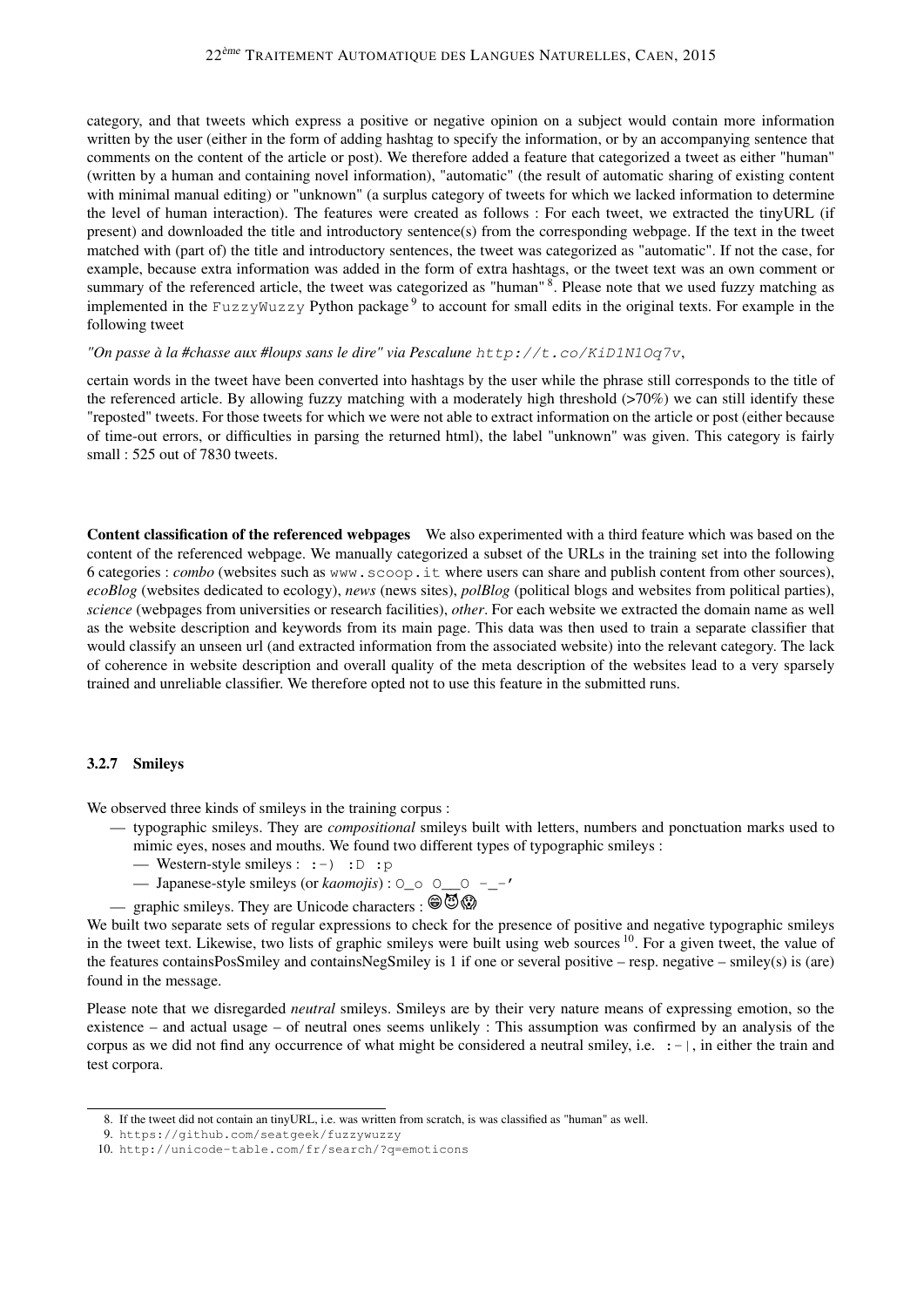category, and that tweets which express a positive or negative opinion on a subject would contain more information written by the user (either in the form of adding hashtag to specify the information, or by an accompanying sentence that comments on the content of the article or post). We therefore added a feature that categorized a tweet as either "human" (written by a human and containing novel information), "automatic" (the result of automatic sharing of existing content with minimal manual editing) or "unknown" (a surplus category of tweets for which we lacked information to determine the level of human interaction). The features were created as follows : For each tweet, we extracted the tinyURL (if present) and downloaded the title and introductory sentence(s) from the corresponding webpage. If the text in the tweet matched with (part of) the title and introductory sentences, the tweet was categorized as "automatic". If not the case, for example, because extra information was added in the form of extra hashtags, or the tweet text was an own comment or summary of the referenced article, the tweet was categorized as "human" [8]. Please note that we used fuzzy matching as implemented in the `FuzzyWuzzy` Python package [9] to account for small edits in the original texts. For example in the following tweet

*"On passe à la #chasse aux #loups sans le dire" via Pescalune* `http://t.co/KiD1N1Oq7v`,

certain words in the tweet have been converted into hashtags by the user while the phrase still corresponds to the title of the referenced article. By allowing fuzzy matching with a moderately high threshold (>70%) we can still identify these "reposted" tweets. For those tweets for which we were not able to extract information on the article or post (either because of time-out errors, or difficulties in parsing the returned html), the label "unknown" was given. This category is fairly small : 525 out of 7830 tweets.

**Content classification of the referenced webpages** We also experimented with a third feature which was based on the content of the referenced webpage. We manually categorized a subset of the URLs in the training set into the following 6 categories : *combo* (websites such as `www.scoop.it` where users can share and publish content from other sources), *ecoBlog* (websites dedicated to ecology), *news* (news sites), *polBlog* (political blogs and websites from political parties), *science* (webpages from universities or research facilities), *other*. For each website we extracted the domain name as well as the website description and keywords from its main page. This data was then used to train a separate classifier that would classify an unseen url (and extracted information from the associated website) into the relevant category. The lack of coherence in website description and overall quality of the meta description of the websites lead to a very sparsely trained and unreliable classifier. We therefore opted not to use this feature in the submitted runs.

### 3.2.7 Smileys

We observed three kinds of smileys in the training corpus :

- typographic smileys. They are *compositional* smileys built with letters, numbers and ponctuation marks used to mimic eyes, noses and mouths. We found two different types of typographic smileys :
  - Western-style smileys : `:-) :D :p`
  - Japanese-style smileys (or *kaomojis*) : `O_o O__O -_-'`
- graphic smileys. They are Unicode characters : 😁😇😱

We built two separate sets of regular expressions to check for the presence of positive and negative typographic smileys in the tweet text. Likewise, two lists of graphic smileys were built using web sources [10]. For a given tweet, the value of the features containsPosSmiley and containsNegSmiley is 1 if one or several positive – resp. negative – smiley(s) is (are) found in the message.

Please note that we disregarded *neutral* smileys. Smileys are by their very nature means of expressing emotion, so the existence – and actual usage – of neutral ones seems unlikely : This assumption was confirmed by an analysis of the corpus as we did not find any occurrence of what might be considered a neutral smiley, i.e. `:-|`, in either the train and test corpora.

8. If the tweet did not contain an tinyURL, i.e. was written from scratch, is was classified as "human" as well.
9. `https://github.com/seatgeek/fuzzywuzzy`
10. `http://unicode-table.com/fr/search/?q=emoticons`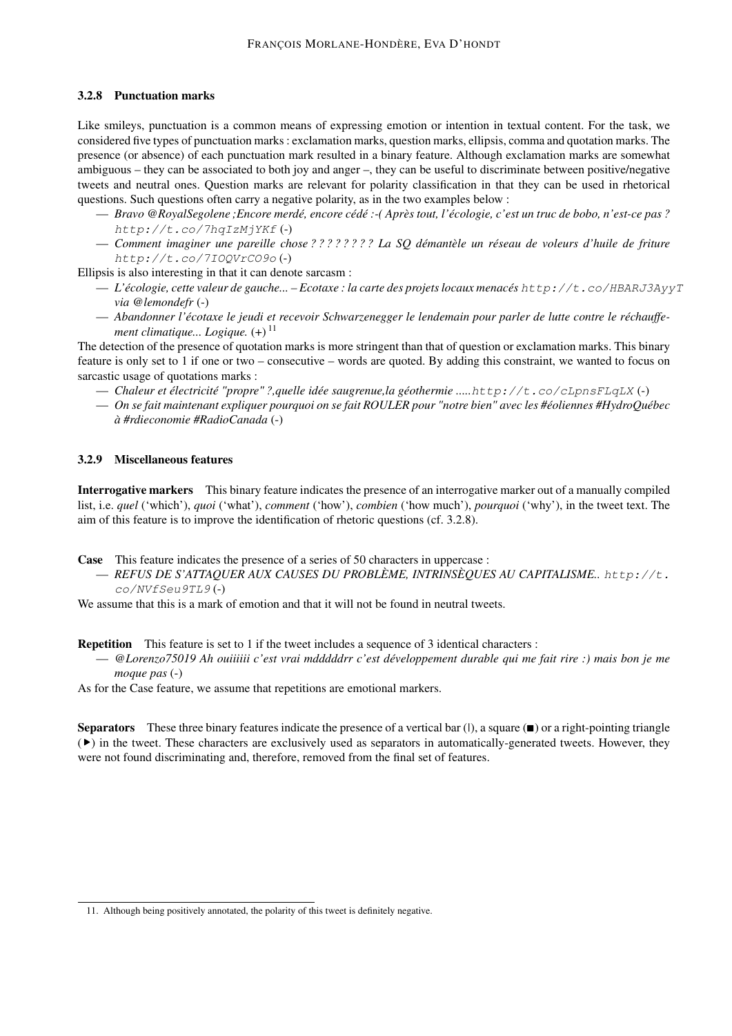### 3.2.8 Punctuation marks

Like smileys, punctuation is a common means of expressing emotion or intention in textual content. For the task, we considered five types of punctuation marks : exclamation marks, question marks, ellipsis, comma and quotation marks. The presence (or absence) of each punctuation mark resulted in a binary feature. Although exclamation marks are somewhat ambiguous – they can be associated to both joy and anger –, they can be useful to discriminate between positive/negative tweets and neutral ones. Question marks are relevant for polarity classification in that they can be used in rhetorical questions. Such questions often carry a negative polarity, as in the two examples below :

— *Bravo @RoyalSegolene ;Encore merdé, encore cédé :-( Après tout, l'écologie, c'est un truc de bobo, n'est-ce pas ?* `http://t.co/7hqIzMjYKf` (-)

— *Comment imaginer une pareille chose ? ? ? ? ? ? ? ? La SQ démantèle un réseau de voleurs d'huile de friture* `http://t.co/7IOQVrCO9o` (-)

Ellipsis is also interesting in that it can denote sarcasm :

— *L'écologie, cette valeur de gauche... – Ecotaxe : la carte des projets locaux menacés* `http://t.co/HBARJ3AyyT` *via @lemondefr* (-)

— *Abandonner l'écotaxe le jeudi et recevoir Schwarzenegger le lendemain pour parler de lutte contre le réchauffement climatique... Logique.* (+) [11]

The detection of the presence of quotation marks is more stringent than that of question or exclamation marks. This binary feature is only set to 1 if one or two – consecutive – words are quoted. By adding this constraint, we wanted to focus on sarcastic usage of quotations marks :

— *Chaleur et électricité "propre" ?,quelle idée saugrenue,la géothermie .....*`http://t.co/cLpnsFLqLX` (-)

— *On se fait maintenant expliquer pourquoi on se fait ROULER pour "notre bien" avec les #éoliennes #HydroQuébec à #rdieconomie #RadioCanada* (-)

### 3.2.9 Miscellaneous features

**Interrogative markers** This binary feature indicates the presence of an interrogative marker out of a manually compiled list, i.e. *quel* ('which'), *quoi* ('what'), *comment* ('how'), *combien* ('how much'), *pourquoi* ('why'), in the tweet text. The aim of this feature is to improve the identification of rhetoric questions (cf. 3.2.8).

**Case** This feature indicates the presence of a series of 50 characters in uppercase :

— *REFUS DE S'ATTAQUER AUX CAUSES DU PROBLÈME, INTRINSÈQUES AU CAPITALISME..* `http://t.co/NVfSeu9TL9` (-)

We assume that this is a mark of emotion and that it will not be found in neutral tweets.

**Repetition** This feature is set to 1 if the tweet includes a sequence of 3 identical characters :

— *@Lorenzo75019 Ah ouiiiiii c'est vrai mdddddrr c'est développement durable qui me fait rire :) mais bon je me moque pas* (-)

As for the Case feature, we assume that repetitions are emotional markers.

**Separators** These three binary features indicate the presence of a vertical bar (|), a square (■) or a right-pointing triangle (▶) in the tweet. These characters are exclusively used as separators in automatically-generated tweets. However, they were not found discriminating and, therefore, removed from the final set of features.

---

11. Although being positively annotated, the polarity of this tweet is definitely negative.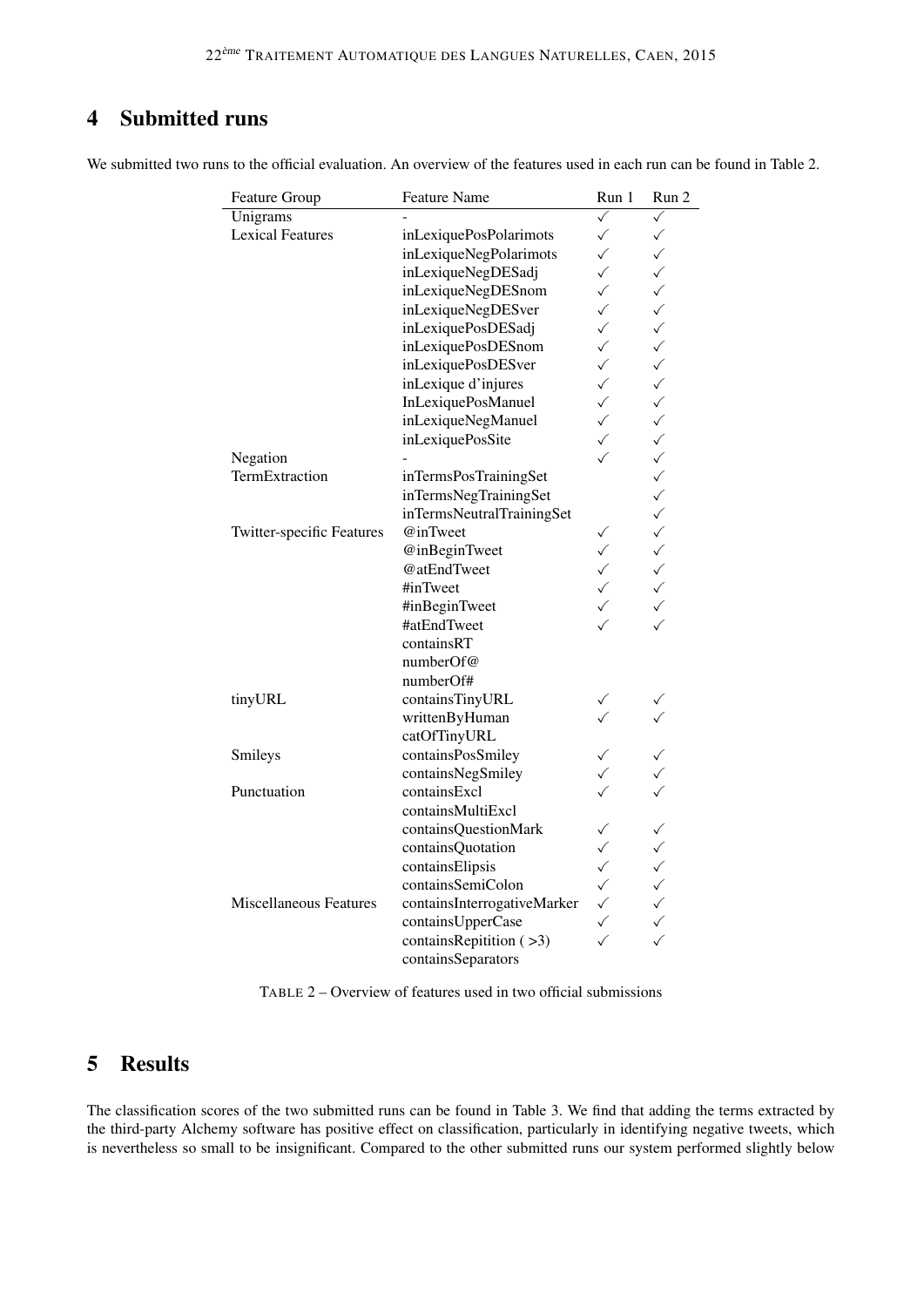## 4 Submitted runs

We submitted two runs to the official evaluation. An overview of the features used in each run can be found in Table 2.

| Feature Group | Feature Name | Run 1 | Run 2 |
|---|---|---|---|
| Unigrams | - | ✓ | ✓ |
| Lexical Features | inLexiquePosPolarimots | ✓ | ✓ |
| | inLexiqueNegPolarimots | ✓ | ✓ |
| | inLexiqueNegDESadj | ✓ | ✓ |
| | inLexiqueNegDESnom | ✓ | ✓ |
| | inLexiqueNegDESver | ✓ | ✓ |
| | inLexiquePosDESadj | ✓ | ✓ |
| | inLexiquePosDESnom | ✓ | ✓ |
| | inLexiquePosDESver | ✓ | ✓ |
| | inLexique d'injures | ✓ | ✓ |
| | InLexiquePosManuel | ✓ | ✓ |
| | inLexiqueNegManuel | ✓ | ✓ |
| | inLexiquePosSite | ✓ | ✓ |
| Negation | - | ✓ | ✓ |
| TermExtraction | inTermsPosTrainingSet | | ✓ |
| | inTermsNegTrainingSet | | ✓ |
| | inTermsNeutralTrainingSet | | ✓ |
| Twitter-specific Features | @inTweet | ✓ | ✓ |
| | @inBeginTweet | ✓ | ✓ |
| | @atEndTweet | ✓ | ✓ |
| | #inTweet | ✓ | ✓ |
| | #inBeginTweet | ✓ | ✓ |
| | #atEndTweet | ✓ | ✓ |
| | containsRT | | |
| | numberOf@ | | |
| | numberOf# | | |
| tinyURL | containsTinyURL | ✓ | ✓ |
| | writtenByHuman | ✓ | ✓ |
| | catOfTinyURL | | |
| Smileys | containsPosSmiley | ✓ | ✓ |
| | containsNegSmiley | ✓ | ✓ |
| Punctuation | containsExcl | ✓ | ✓ |
| | containsMultiExcl | | |
| | containsQuestionMark | ✓ | ✓ |
| | containsQuotation | ✓ | ✓ |
| | containsElipsis | ✓ | ✓ |
| | containsSemiColon | ✓ | ✓ |
| Miscellaneous Features | containsInterrogativeMarker | ✓ | ✓ |
| | containsUpperCase | ✓ | ✓ |
| | containsRepitition ( >3) | ✓ | ✓ |
| | containsSeparators | | |

TABLE 2 – Overview of features used in two official submissions

## 5 Results

The classification scores of the two submitted runs can be found in Table 3. We find that adding the terms extracted by the third-party Alchemy software has positive effect on classification, particularly in identifying negative tweets, which is nevertheless so small to be insignificant. Compared to the other submitted runs our system performed slightly below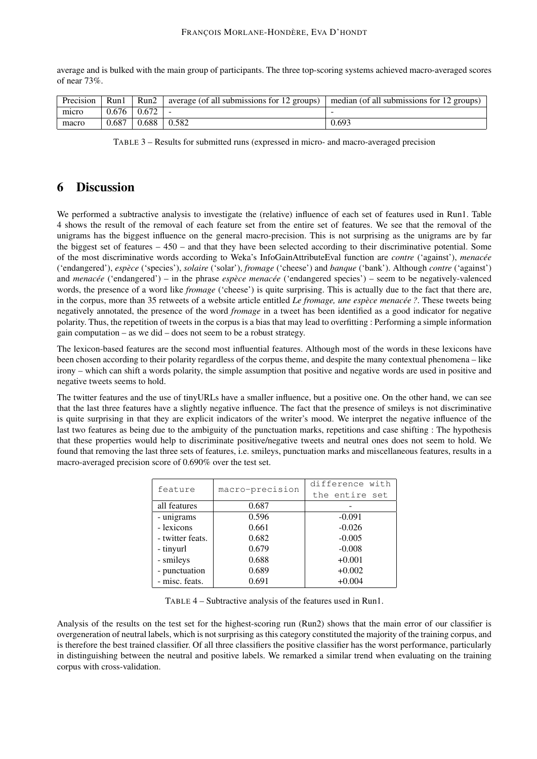average and is bulked with the main group of participants. The three top-scoring systems achieved macro-averaged scores of near 73%.

| Precision | Run1 | Run2 | average (of all submissions for 12 groups) | median (of all submissions for 12 groups) |
|---|---|---|---|---|
| micro | 0.676 | 0.672 | - | - |
| macro | 0.687 | 0.688 | 0.582 | 0.693 |

TABLE 3 – Results for submitted runs (expressed in micro- and macro-averaged precision

## 6 Discussion

We performed a subtractive analysis to investigate the (relative) influence of each set of features used in Run1. Table 4 shows the result of the removal of each feature set from the entire set of features. We see that the removal of the unigrams has the biggest influence on the general macro-precision. This is not surprising as the unigrams are by far the biggest set of features – 450 – and that they have been selected according to their discriminative potential. Some of the most discriminative words according to Weka's InfoGainAttributeEval function are *contre* ('against'), *menacée* ('endangered'), *espèce* ('species'), *solaire* ('solar'), *fromage* ('cheese') and *banque* ('bank'). Although *contre* ('against') and *menacée* ('endangered') – in the phrase *espèce menacée* ('endangered species') – seem to be negatively-valenced words, the presence of a word like *fromage* ('cheese') is quite surprising. This is actually due to the fact that there are, in the corpus, more than 35 retweets of a website article entitled *Le fromage, une espèce menacée ?*. These tweets being negatively annotated, the presence of the word *fromage* in a tweet has been identified as a good indicator for negative polarity. Thus, the repetition of tweets in the corpus is a bias that may lead to overfitting : Performing a simple information gain computation – as we did – does not seem to be a robust strategy.

The lexicon-based features are the second most influential features. Although most of the words in these lexicons have been chosen according to their polarity regardless of the corpus theme, and despite the many contextual phenomena – like irony – which can shift a words polarity, the simple assumption that positive and negative words are used in positive and negative tweets seems to hold.

The twitter features and the use of tinyURLs have a smaller influence, but a positive one. On the other hand, we can see that the last three features have a slightly negative influence. The fact that the presence of smileys is not discriminative is quite surprising in that they are explicit indicators of the writer's mood. We interpret the negative influence of the last two features as being due to the ambiguity of the punctuation marks, repetitions and case shifting : The hypothesis that these properties would help to discriminate positive/negative tweets and neutral ones does not seem to hold. We found that removing the last three sets of features, i.e. smileys, punctuation marks and miscellaneous features, results in a macro-averaged precision score of 0.690% over the test set.

| feature | macro-precision | difference with the entire set |
|---|---|---|
| all features | 0.687 | - |
| - unigrams | 0.596 | -0.091 |
| - lexicons | 0.661 | -0.026 |
| - twitter feats. | 0.682 | -0.005 |
| - tinyurl | 0.679 | -0.008 |
| - smileys | 0.688 | +0.001 |
| - punctuation | 0.689 | +0.002 |
| - misc. feats. | 0.691 | +0.004 |

TABLE 4 – Subtractive analysis of the features used in Run1.

Analysis of the results on the test set for the highest-scoring run (Run2) shows that the main error of our classifier is overgeneration of neutral labels, which is not surprising as this category constituted the majority of the training corpus, and is therefore the best trained classifier. Of all three classifiers the positive classifier has the worst performance, particularly in distinguishing between the neutral and positive labels. We remarked a similar trend when evaluating on the training corpus with cross-validation.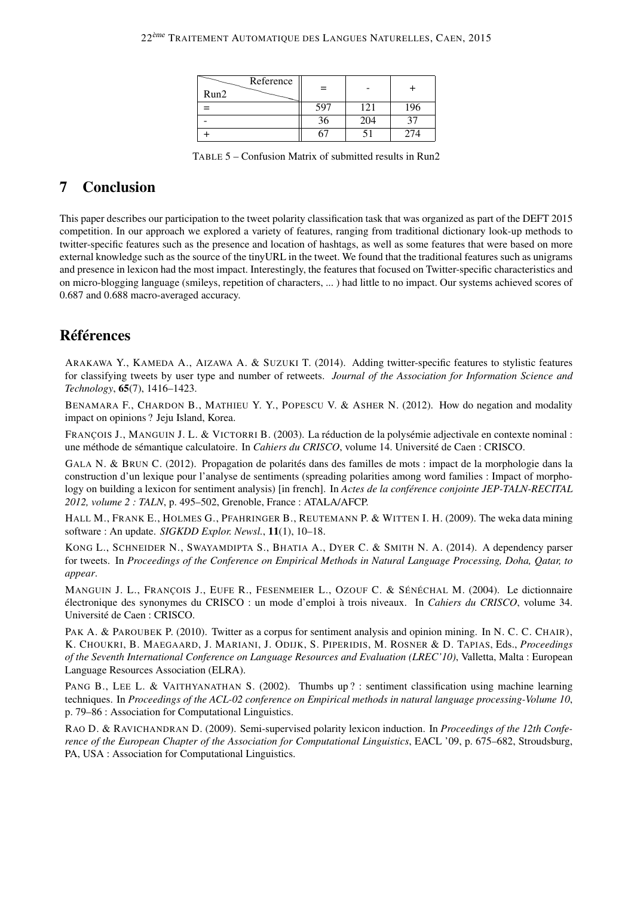| Run2 \ Reference | = | - | + |
|---|---|---|---|
| = | 597 | 121 | 196 |
| - | 36 | 204 | 37 |
| + | 67 | 51 | 274 |

TABLE 5 – Confusion Matrix of submitted results in Run2

## 7 Conclusion

This paper describes our participation to the tweet polarity classification task that was organized as part of the DEFT 2015 competition. In our approach we explored a variety of features, ranging from traditional dictionary look-up methods to twitter-specific features such as the presence and location of hashtags, as well as some features that were based on more external knowledge such as the source of the tinyURL in the tweet. We found that the traditional features such as unigrams and presence in lexicon had the most impact. Interestingly, the features that focused on Twitter-specific characteristics and on micro-blogging language (smileys, repetition of characters, ... ) had little to no impact. Our systems achieved scores of 0.687 and 0.688 macro-averaged accuracy.

## Références

ARAKAWA Y., KAMEDA A., AIZAWA A. & SUZUKI T. (2014). Adding twitter-specific features to stylistic features for classifying tweets by user type and number of retweets. *Journal of the Association for Information Science and Technology*, **65**(7), 1416–1423.

BENAMARA F., CHARDON B., MATHIEU Y. Y., POPESCU V. & ASHER N. (2012). How do negation and modality impact on opinions ? Jeju Island, Korea.

FRANÇOIS J., MANGUIN J. L. & VICTORRI B. (2003). La réduction de la polysémie adjectivale en contexte nominal : une méthode de sémantique calculatoire. In *Cahiers du CRISCO*, volume 14. Université de Caen : CRISCO.

GALA N. & BRUN C. (2012). Propagation de polarités dans des familles de mots : impact de la morphologie dans la construction d'un lexique pour l'analyse de sentiments (spreading polarities among word families : Impact of morphology on building a lexicon for sentiment analysis) [in french]. In *Actes de la conférence conjointe JEP-TALN-RECITAL 2012, volume 2 : TALN*, p. 495–502, Grenoble, France : ATALA/AFCP.

HALL M., FRANK E., HOLMES G., PFAHRINGER B., REUTEMANN P. & WITTEN I. H. (2009). The weka data mining software : An update. *SIGKDD Explor. Newsl.*, **11**(1), 10–18.

KONG L., SCHNEIDER N., SWAYAMDIPTA S., BHATIA A., DYER C. & SMITH N. A. (2014). A dependency parser for tweets. In *Proceedings of the Conference on Empirical Methods in Natural Language Processing, Doha, Qatar, to appear*.

MANGUIN J. L., FRANÇOIS J., EUFE R., FESENMEIER L., OZOUF C. & SÉNÉCHAL M. (2004). Le dictionnaire électronique des synonymes du CRISCO : un mode d'emploi à trois niveaux. In *Cahiers du CRISCO*, volume 34. Université de Caen : CRISCO.

PAK A. & PAROUBEK P. (2010). Twitter as a corpus for sentiment analysis and opinion mining. In N. C. C. CHAIR), K. CHOUKRI, B. MAEGAARD, J. MARIANI, J. ODIJK, S. PIPERIDIS, M. ROSNER & D. TAPIAS, Eds., *Proceedings of the Seventh International Conference on Language Resources and Evaluation (LREC'10)*, Valletta, Malta : European Language Resources Association (ELRA).

PANG B., LEE L. & VAITHYANATHAN S. (2002). Thumbs up ? : sentiment classification using machine learning techniques. In *Proceedings of the ACL-02 conference on Empirical methods in natural language processing-Volume 10*, p. 79–86 : Association for Computational Linguistics.

RAO D. & RAVICHANDRAN D. (2009). Semi-supervised polarity lexicon induction. In *Proceedings of the 12th Conference of the European Chapter of the Association for Computational Linguistics*, EACL '09, p. 675–682, Stroudsburg, PA, USA : Association for Computational Linguistics.